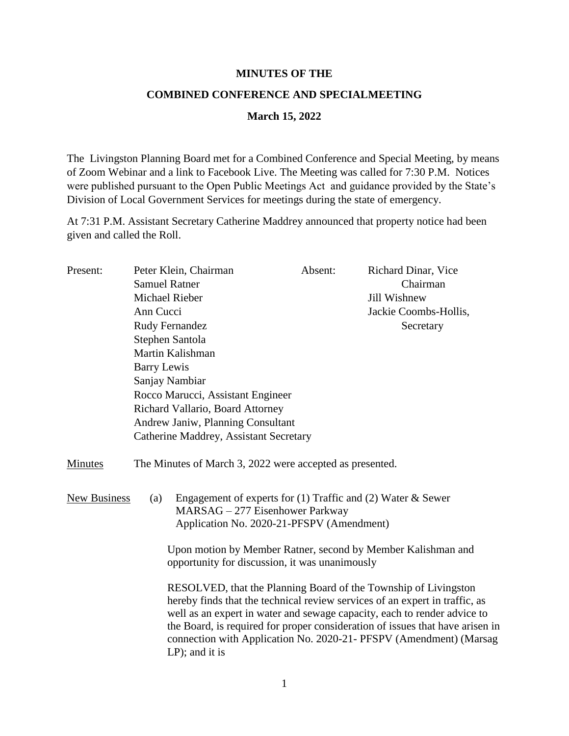**MINUTES OF THE**

**COMBINED CONFERENCE AND SPECIALMEETING**

**March 15, 2022**

The Livingston Planning Board met for a Combined Conference and Special Meeting, by means of Zoom Webinar and a link to Facebook Live. The Meeting was called for 7:30 P.M. Notices were published pursuant to the Open Public Meetings Act and guidance provided by the State's Division of Local Government Services for meetings during the state of emergency.

At 7:31 P.M. Assistant Secretary Catherine Maddrey announced that property notice had been given and called the Roll.

| Present: | | Absent: | |
|---|---|---|---|
| | Peter Klein, Chairman | | Richard Dinar, Vice Chairman |
| | Samuel Ratner | | Jill Wishnew |
| | Michael Rieber | | Jackie Coombs-Hollis, Secretary |
| | Ann Cucci | | |
| | Rudy Fernandez | | |
| | Stephen Santola | | |
| | Martin Kalishman | | |
| | Barry Lewis | | |
| | Sanjay Nambiar | | |
| | Rocco Marucci, Assistant Engineer | | |
| | Richard Vallario, Board Attorney | | |
| | Andrew Janiw, Planning Consultant | | |
| | Catherine Maddrey, Assistant Secretary | | |

Minutes The Minutes of March 3, 2022 were accepted as presented.

New Business

(a) Engagement of experts for (1) Traffic and (2) Water & Sewer
MARSAG – 277 Eisenhower Parkway
Application No. 2020-21-PFSPV (Amendment)

Upon motion by Member Ratner, second by Member Kalishman and opportunity for discussion, it was unanimously

RESOLVED, that the Planning Board of the Township of Livingston hereby finds that the technical review services of an expert in traffic, as well as an expert in water and sewage capacity, each to render advice to the Board, is required for proper consideration of issues that have arisen in connection with Application No. 2020-21- PFSPV (Amendment) (Marsag LP); and it is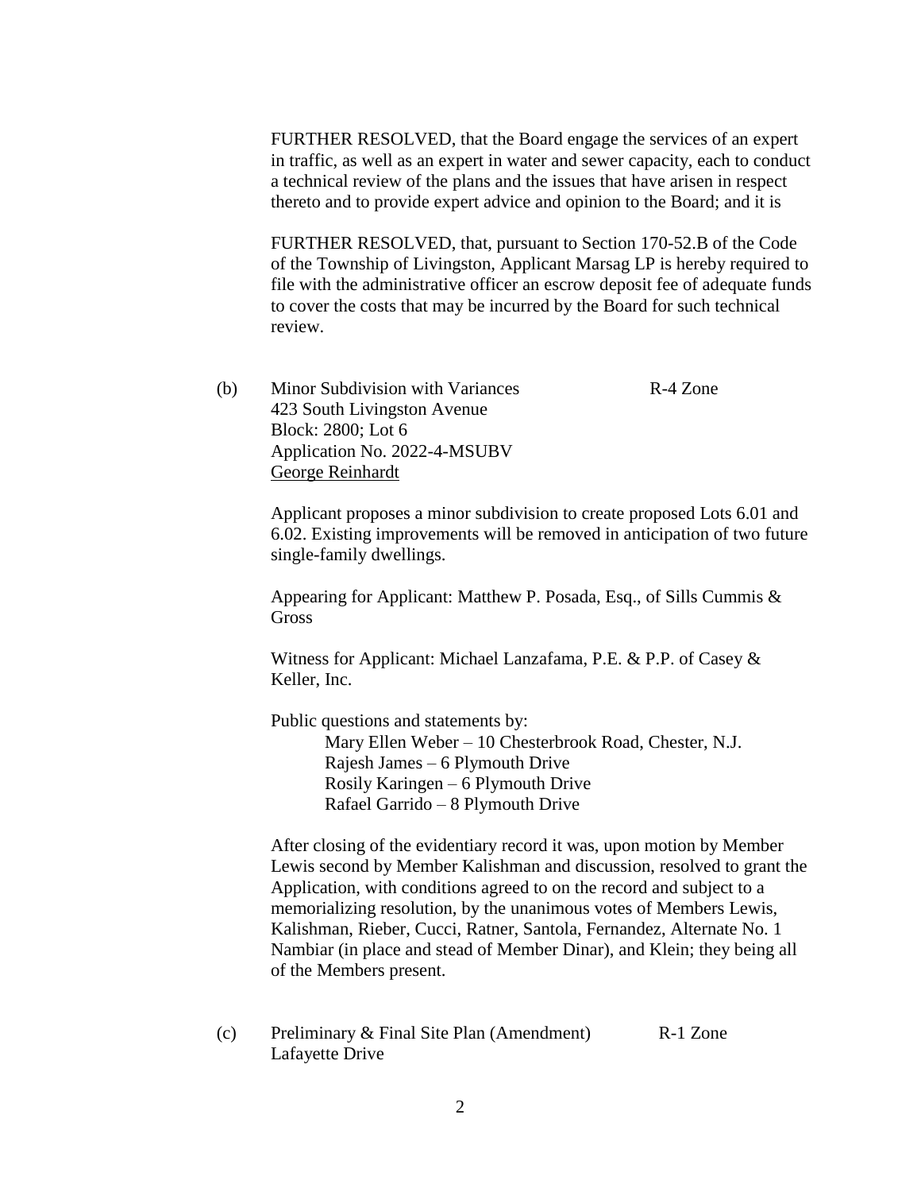FURTHER RESOLVED, that the Board engage the services of an expert in traffic, as well as an expert in water and sewer capacity, each to conduct a technical review of the plans and the issues that have arisen in respect thereto and to provide expert advice and opinion to the Board; and it is

FURTHER RESOLVED, that, pursuant to Section 170-52.B of the Code of the Township of Livingston, Applicant Marsag LP is hereby required to file with the administrative officer an escrow deposit fee of adequate funds to cover the costs that may be incurred by the Board for such technical review.

(b) Minor Subdivision with Variances — R-4 Zone
423 South Livingston Avenue
Block: 2800; Lot 6
Application No. 2022-4-MSUBV
George Reinhardt

Applicant proposes a minor subdivision to create proposed Lots 6.01 and 6.02. Existing improvements will be removed in anticipation of two future single-family dwellings.

Appearing for Applicant: Matthew P. Posada, Esq., of Sills Cummis & Gross

Witness for Applicant: Michael Lanzafama, P.E. & P.P. of Casey & Keller, Inc.

Public questions and statements by:

Mary Ellen Weber – 10 Chesterbrook Road, Chester, N.J.
Rajesh James – 6 Plymouth Drive
Rosily Karingen – 6 Plymouth Drive
Rafael Garrido – 8 Plymouth Drive

After closing of the evidentiary record it was, upon motion by Member Lewis second by Member Kalishman and discussion, resolved to grant the Application, with conditions agreed to on the record and subject to a memorializing resolution, by the unanimous votes of Members Lewis, Kalishman, Rieber, Cucci, Ratner, Santola, Fernandez, Alternate No. 1 Nambiar (in place and stead of Member Dinar), and Klein; they being all of the Members present.

(c) Preliminary & Final Site Plan (Amendment) — R-1 Zone
Lafayette Drive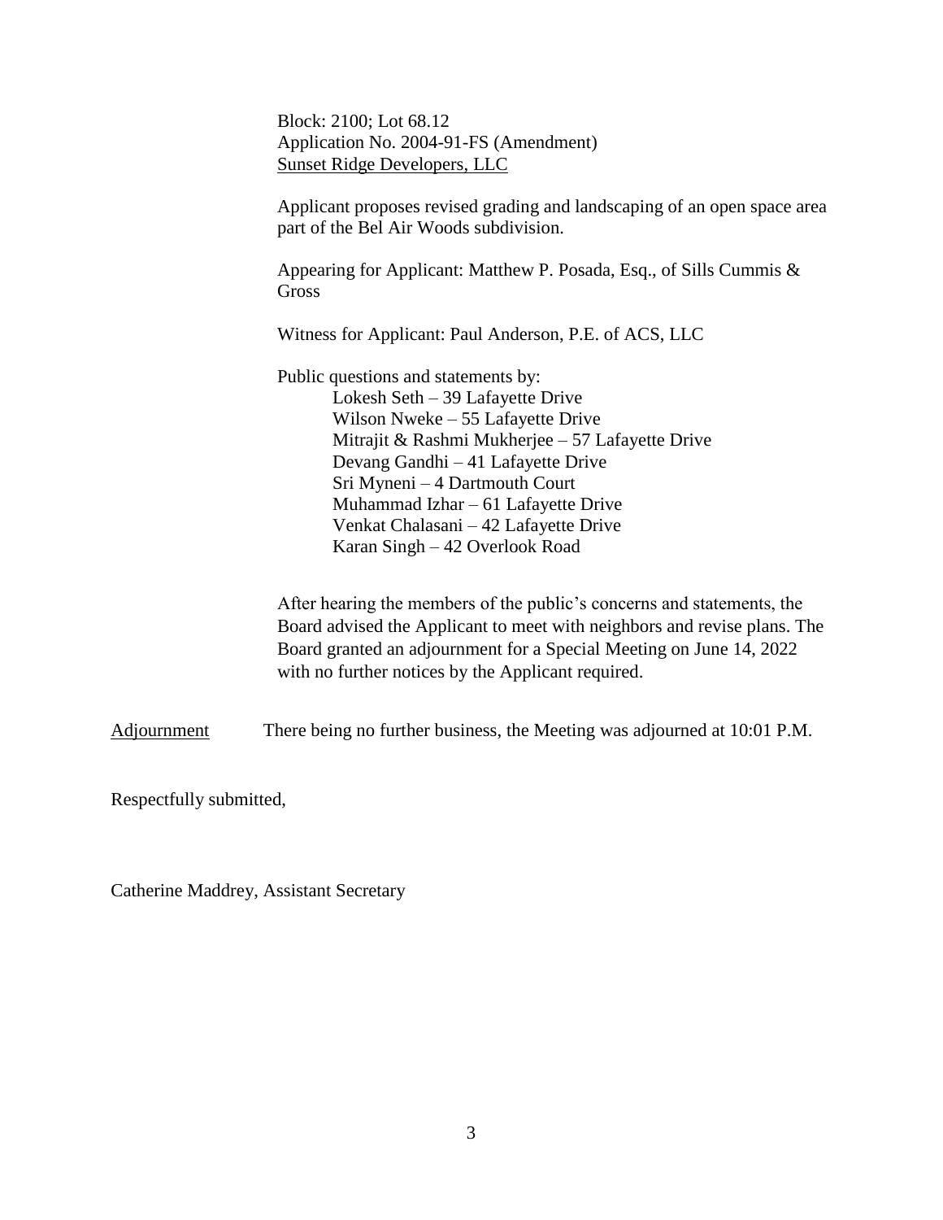Block: 2100; Lot 68.12
Application No. 2004-91-FS (Amendment)
Sunset Ridge Developers, LLC

Applicant proposes revised grading and landscaping of an open space area part of the Bel Air Woods subdivision.

Appearing for Applicant: Matthew P. Posada, Esq., of Sills Cummis & Gross

Witness for Applicant: Paul Anderson, P.E. of ACS, LLC

Public questions and statements by:

- Lokesh Seth – 39 Lafayette Drive
- Wilson Nweke – 55 Lafayette Drive
- Mitrajit & Rashmi Mukherjee – 57 Lafayette Drive
- Devang Gandhi – 41 Lafayette Drive
- Sri Myneni – 4 Dartmouth Court
- Muhammad Izhar – 61 Lafayette Drive
- Venkat Chalasani – 42 Lafayette Drive
- Karan Singh – 42 Overlook Road

After hearing the members of the public's concerns and statements, the Board advised the Applicant to meet with neighbors and revise plans. The Board granted an adjournment for a Special Meeting on June 14, 2022 with no further notices by the Applicant required.

Adjournment There being no further business, the Meeting was adjourned at 10:01 P.M.

Respectfully submitted,

Catherine Maddrey, Assistant Secretary